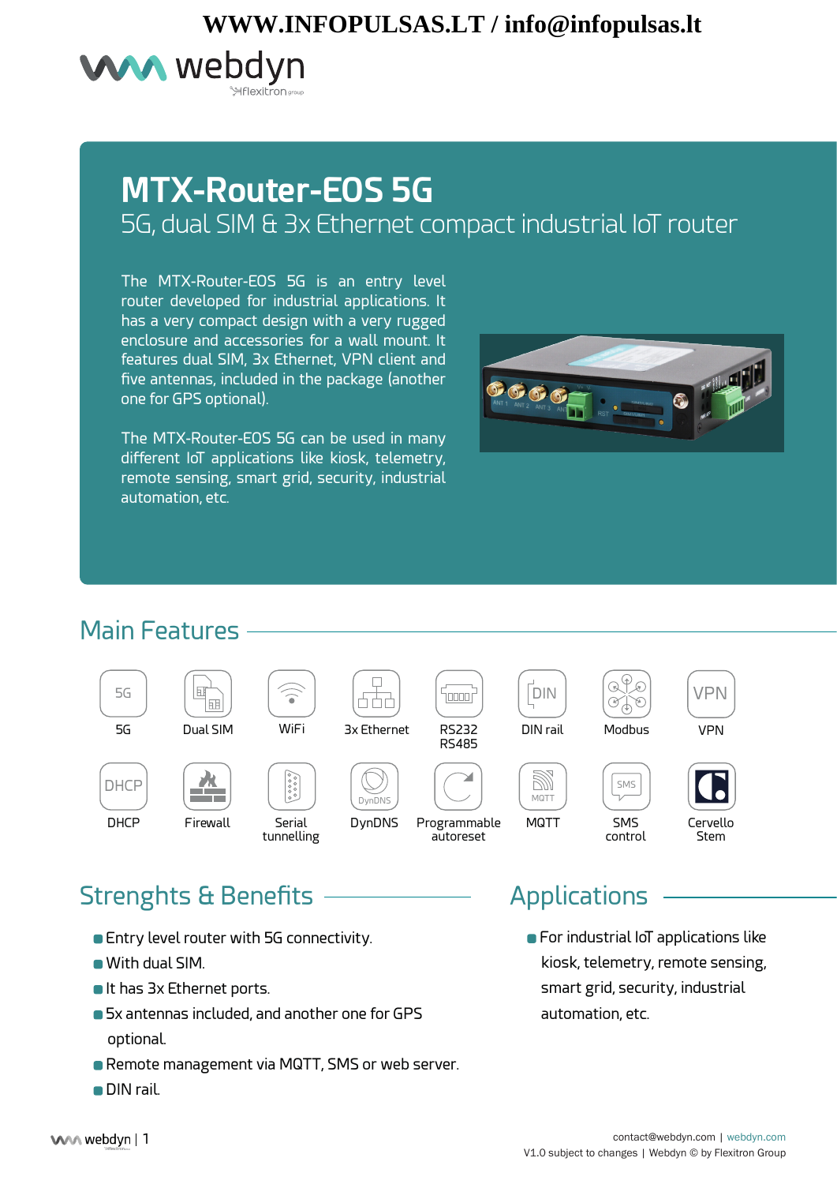WWW.INFOPULSAS.LT / info@infopulsas.lt

# MTX-Router-EOS 5G

## 5G, dual SIM & 3x Ethernet compact industrial IoT router

The MTX-Router-EOS 5G is an entry level router developed for industrial applications. It has a very compact design with a very rugged enclosure and accessories for a wall mount. It features dual SIM, 3x Ethernet, VPN client and five antennas, included in the package (another one for GPS optional).

The MTX-Router-EOS 5G can be used in many different IoT applications like kiosk, telemetry, remote sensing, smart grid, security, industrial automation, etc.

## Main Features

- 5G
- Dual SIM
- WiFi
- 3x Ethernet
- RS232 RS485
- DIN rail
- Modbus
- VPN
- DHCP
- Firewall
- Serial tunnelling
- DynDNS
- Programmable autoreset
- MQTT
- SMS control
- Cervello Stem

## Strenghts & Benefits

- Entry level router with 5G connectivity.
- With dual SIM.
- It has 3x Ethernet ports.
- 5x antennas included, and another one for GPS optional.
- Remote management via MQTT, SMS or web server.
- DIN rail.

## Applications

- For industrial IoT applications like kiosk, telemetry, remote sensing, smart grid, security, industrial automation, etc.

contact@webdyn.com | webdyn.com
V1.0 subject to changes | Webdyn © by Flexitron Group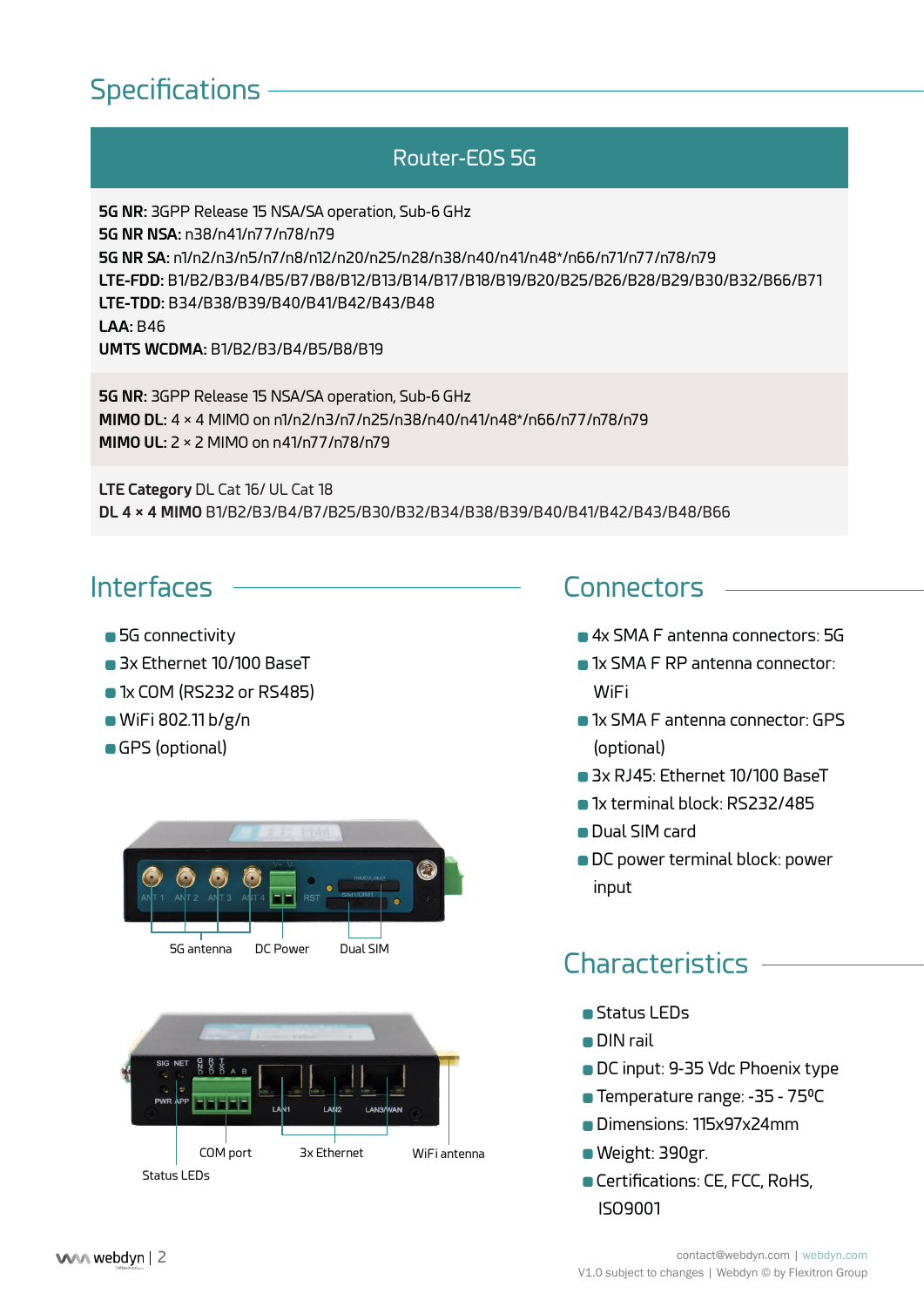## Specifications

### Router-EOS 5G

**5G NR:** 3GPP Release 15 NSA/SA operation, Sub-6 GHz
**5G NR NSA:** n38/n41/n77/n78/n79
**5G NR SA:** n1/n2/n3/n5/n7/n8/n12/n20/n25/n28/n38/n40/n41/n48*/n66/n71/n77/n78/n79
**LTE-FDD:** B1/B2/B3/B4/B5/B7/B8/B12/B13/B14/B17/B18/B19/B20/B25/B26/B28/B29/B30/B32/B66/B71
**LTE-TDD:** B34/B38/B39/B40/B41/B42/B43/B48
**LAA:** B46
**UMTS WCDMA:** B1/B2/B3/B4/B5/B8/B19

**5G NR:** 3GPP Release 15 NSA/SA operation, Sub-6 GHz
**MIMO DL:** 4 × 4 MIMO on n1/n2/n3/n7/n25/n38/n40/n41/n48*/n66/n77/n78/n79
**MIMO UL:** 2 × 2 MIMO on n41/n77/n78/n79

**LTE Category** DL Cat 16/ UL Cat 18
**DL 4 × 4 MIMO** B1/B2/B3/B4/B7/B25/B30/B32/B34/B38/B39/B40/B41/B42/B43/B48/B66

## Interfaces

- 5G connectivity
- 3x Ethernet 10/100 BaseT
- 1x COM (RS232 or RS485)
- WiFi 802.11 b/g/n
- GPS (optional)

5G antenna DC Power Dual SIM

COM port 3x Ethernet WiFi antenna

Status LEDs

## Connectors

- 4x SMA F antenna connectors: 5G
- 1x SMA F RP antenna connector: WiFi
- 1x SMA F antenna connector: GPS (optional)
- 3x RJ45: Ethernet 10/100 BaseT
- 1x terminal block: RS232/485
- Dual SIM card
- DC power terminal block: power input

## Characteristics

- Status LEDs
- DIN rail
- DC input: 9-35 Vdc Phoenix type
- Temperature range: -35 - 75ºC
- Dimensions: 115x97x24mm
- Weight: 390gr.
- Certifications: CE, FCC, RoHS, ISO9001

contact@webdyn.com | webdyn.com
V1.0 subject to changes | Webdyn © by Flexitron Group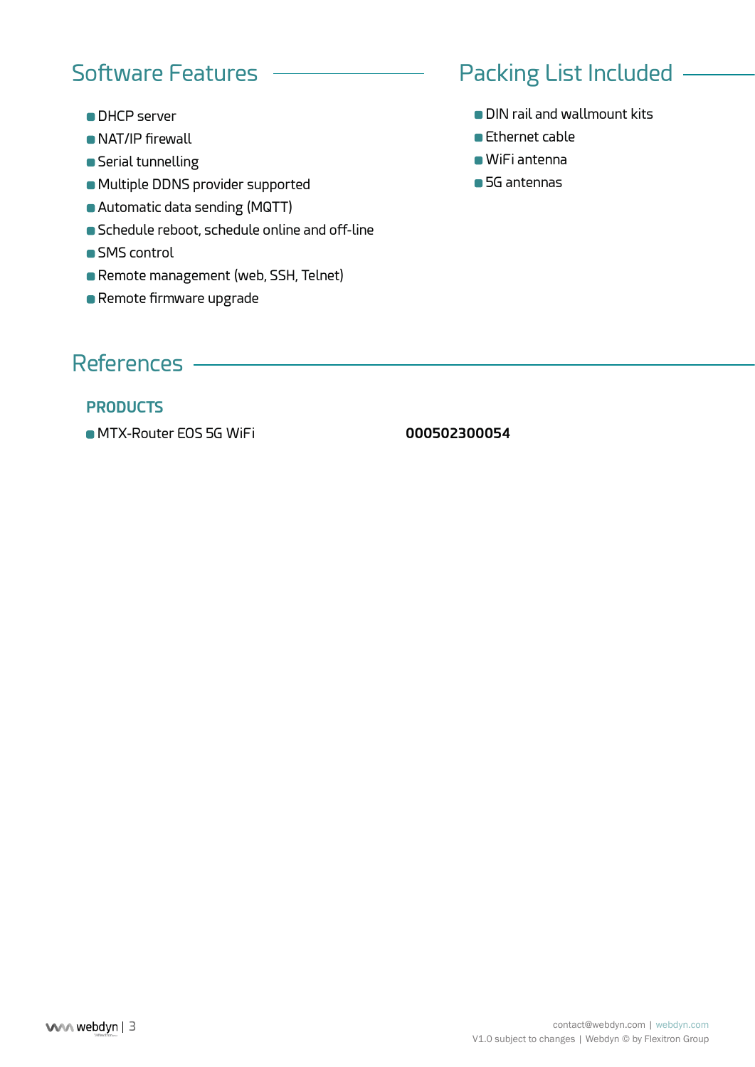## Software Features

- DHCP server
- NAT/IP firewall
- Serial tunnelling
- Multiple DDNS provider supported
- Automatic data sending (MQTT)
- Schedule reboot, schedule online and off-line
- SMS control
- Remote management (web, SSH, Telnet)
- Remote firmware upgrade

## Packing List Included

- DIN rail and wallmount kits
- Ethernet cable
- WiFi antenna
- 5G antennas

## References

### PRODUCTS

- MTX-Router EOS 5G WiFi — **000502300054**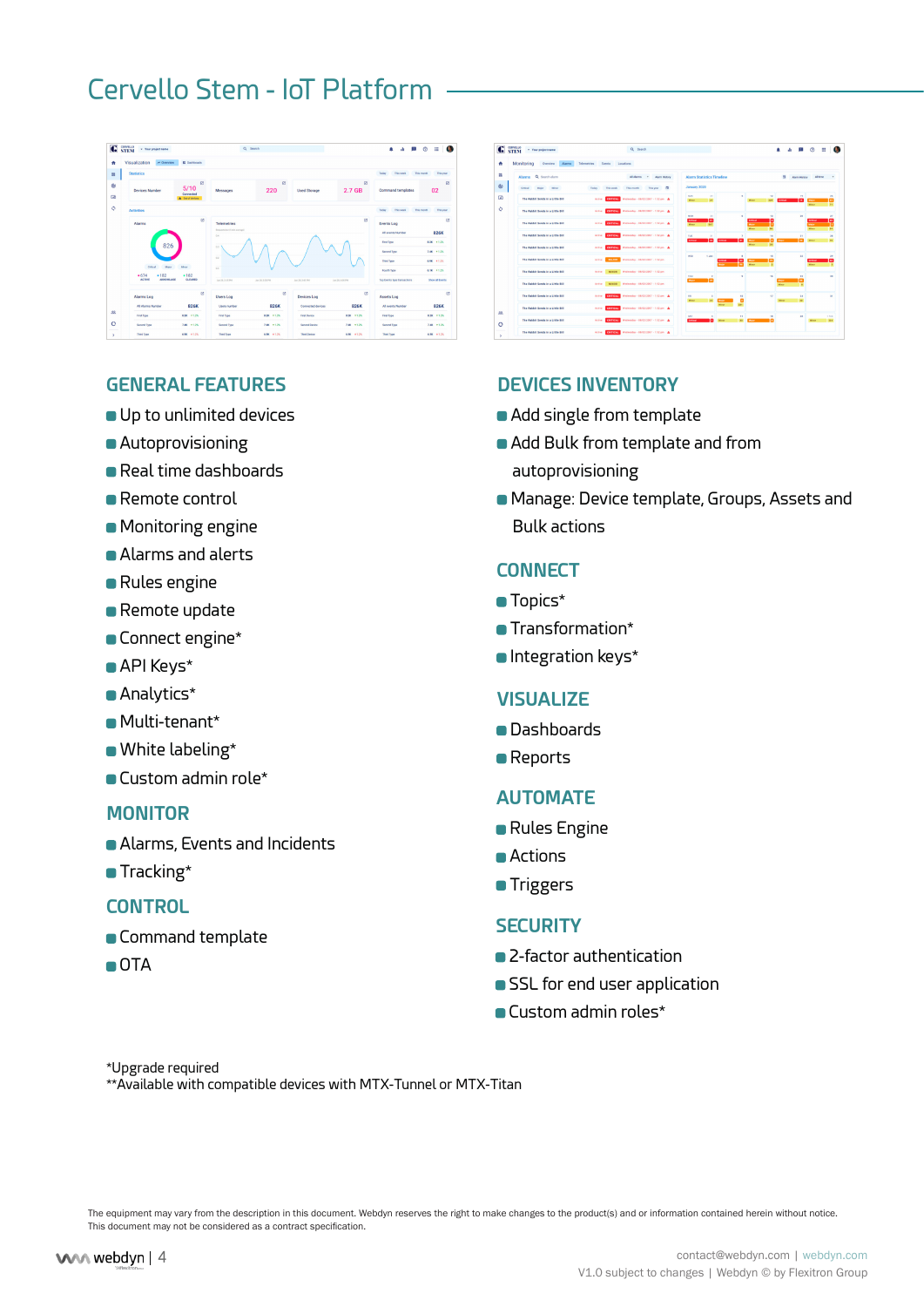# Cervello Stem - IoT Platform

## GENERAL FEATURES

- Up to unlimited devices
- Autoprovisioning
- Real time dashboards
- Remote control
- Monitoring engine
- Alarms and alerts
- Rules engine
- Remote update
- Connect engine*
- API Keys*
- Analytics*
- Multi-tenant*
- White labeling*
- Custom admin role*

## MONITOR

- Alarms, Events and Incidents
- Tracking*

## CONTROL

- Command template
- OTA

## DEVICES INVENTORY

- Add single from template
- Add Bulk from template and from autoprovisioning
- Manage: Device template, Groups, Assets and Bulk actions

## CONNECT

- Topics*
- Transformation*
- Integration keys*

## VISUALIZE

- Dashboards
- Reports

## AUTOMATE

- Rules Engine
- Actions
- Triggers

## SECURITY

- 2-factor authentication
- SSL for end user application
- Custom admin roles*

*Upgrade required
**Available with compatible devices with MTX-Tunnel or MTX-Titan

The equipment may vary from the description in this document. Webdyn reserves the right to make changes to the product(s) and or information contained herein without notice. This document may not be considered as a contract specification.

contact@webdyn.com | webdyn.com
V1.0 subject to changes | Webdyn © by Flexitron Group